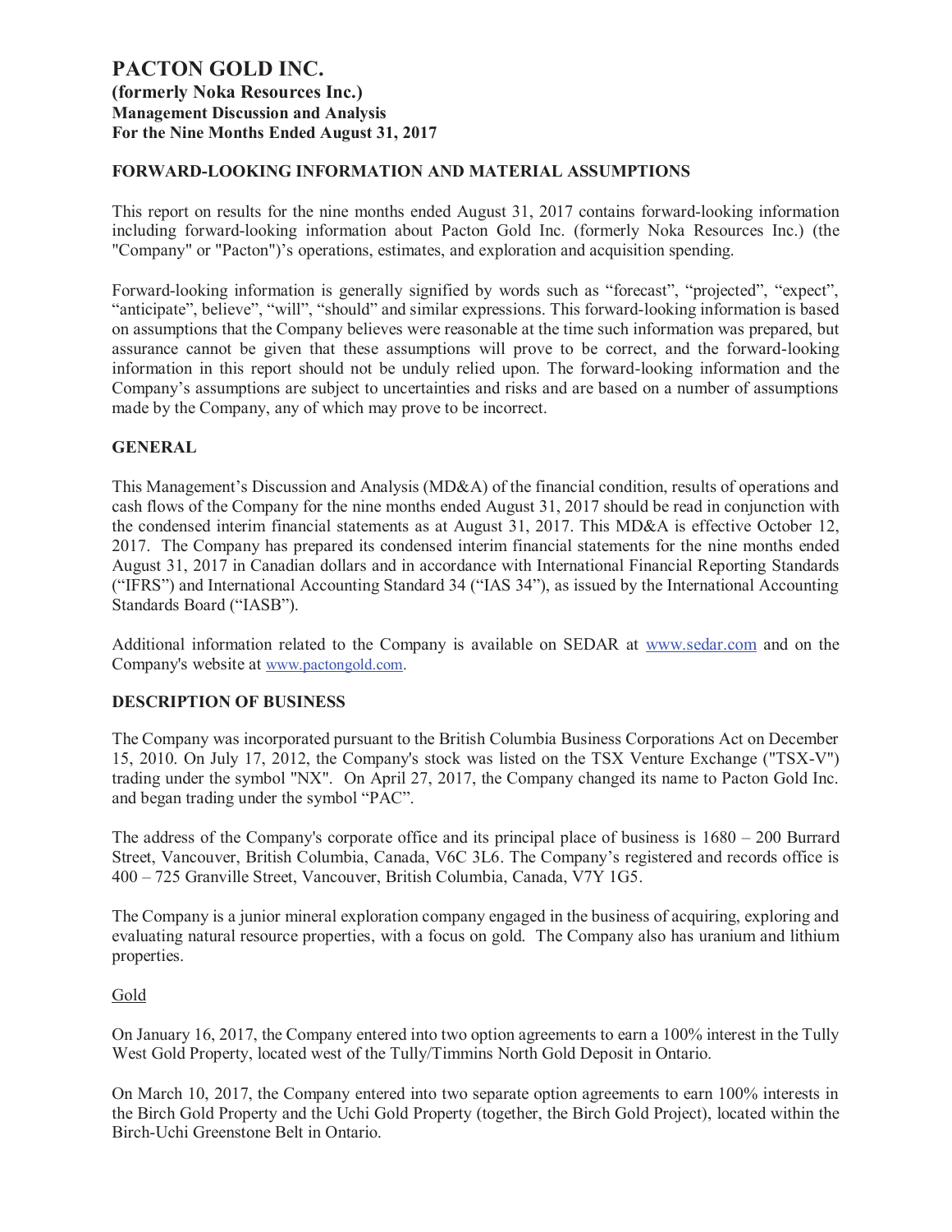# PACTON GOLD INC.

**(formerly Noka Resources Inc.)**
**Management Discussion and Analysis**
**For the Nine Months Ended August 31, 2017**

## FORWARD-LOOKING INFORMATION AND MATERIAL ASSUMPTIONS

This report on results for the nine months ended August 31, 2017 contains forward-looking information including forward-looking information about Pacton Gold Inc. (formerly Noka Resources Inc.) (the "Company" or "Pacton")'s operations, estimates, and exploration and acquisition spending.

Forward-looking information is generally signified by words such as "forecast", "projected", "expect", "anticipate", believe", "will", "should" and similar expressions. This forward-looking information is based on assumptions that the Company believes were reasonable at the time such information was prepared, but assurance cannot be given that these assumptions will prove to be correct, and the forward-looking information in this report should not be unduly relied upon. The forward-looking information and the Company's assumptions are subject to uncertainties and risks and are based on a number of assumptions made by the Company, any of which may prove to be incorrect.

## GENERAL

This Management's Discussion and Analysis (MD&A) of the financial condition, results of operations and cash flows of the Company for the nine months ended August 31, 2017 should be read in conjunction with the condensed interim financial statements as at August 31, 2017. This MD&A is effective October 12, 2017. The Company has prepared its condensed interim financial statements for the nine months ended August 31, 2017 in Canadian dollars and in accordance with International Financial Reporting Standards ("IFRS") and International Accounting Standard 34 ("IAS 34"), as issued by the International Accounting Standards Board ("IASB").

Additional information related to the Company is available on SEDAR at www.sedar.com and on the Company's website at www.pactongold.com.

## DESCRIPTION OF BUSINESS

The Company was incorporated pursuant to the British Columbia Business Corporations Act on December 15, 2010. On July 17, 2012, the Company's stock was listed on the TSX Venture Exchange ("TSX-V") trading under the symbol "NX". On April 27, 2017, the Company changed its name to Pacton Gold Inc. and began trading under the symbol "PAC".

The address of the Company's corporate office and its principal place of business is 1680 – 200 Burrard Street, Vancouver, British Columbia, Canada, V6C 3L6. The Company's registered and records office is 400 – 725 Granville Street, Vancouver, British Columbia, Canada, V7Y 1G5.

The Company is a junior mineral exploration company engaged in the business of acquiring, exploring and evaluating natural resource properties, with a focus on gold. The Company also has uranium and lithium properties.

Gold

On January 16, 2017, the Company entered into two option agreements to earn a 100% interest in the Tully West Gold Property, located west of the Tully/Timmins North Gold Deposit in Ontario.

On March 10, 2017, the Company entered into two separate option agreements to earn 100% interests in the Birch Gold Property and the Uchi Gold Property (together, the Birch Gold Project), located within the Birch-Uchi Greenstone Belt in Ontario.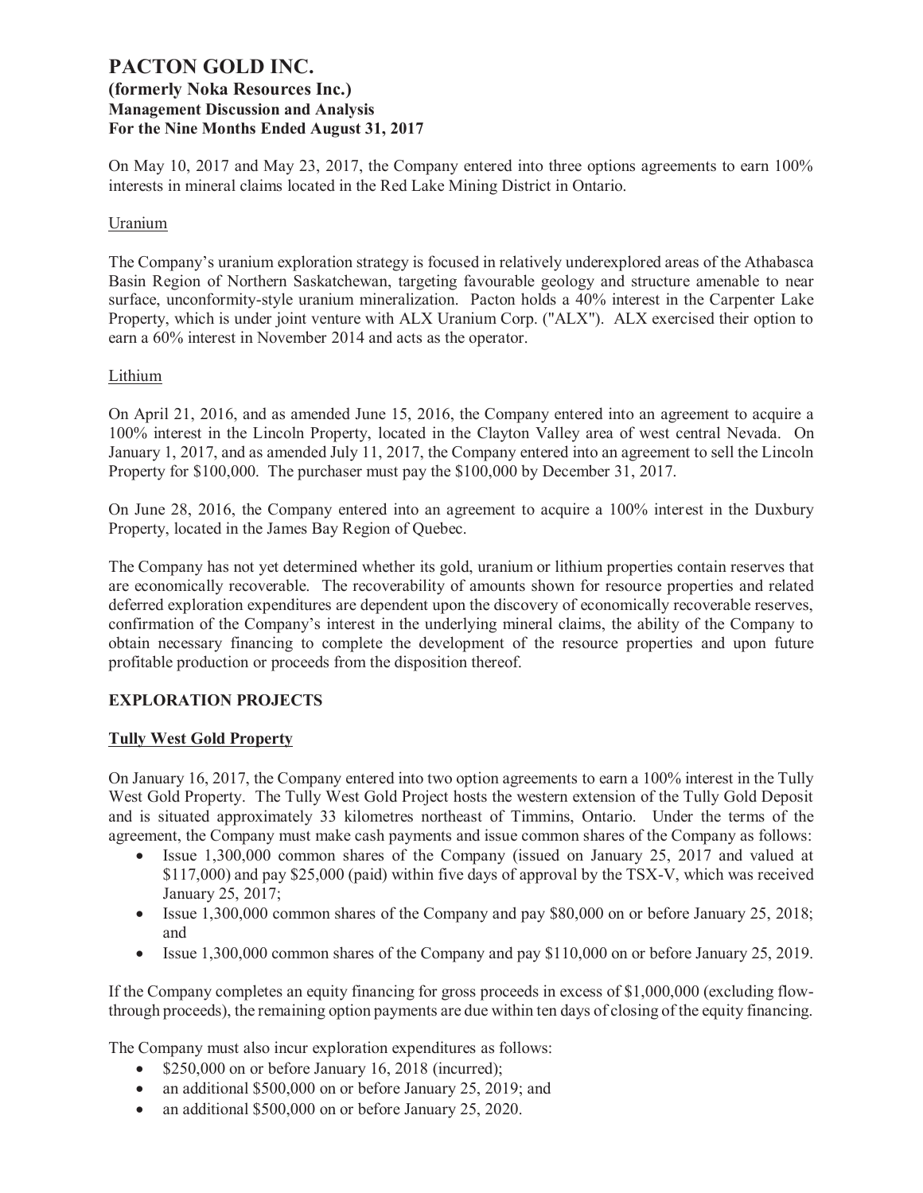On May 10, 2017 and May 23, 2017, the Company entered into three options agreements to earn 100% interests in mineral claims located in the Red Lake Mining District in Ontario.

Uranium

The Company's uranium exploration strategy is focused in relatively underexplored areas of the Athabasca Basin Region of Northern Saskatchewan, targeting favourable geology and structure amenable to near surface, unconformity-style uranium mineralization. Pacton holds a 40% interest in the Carpenter Lake Property, which is under joint venture with ALX Uranium Corp. ("ALX"). ALX exercised their option to earn a 60% interest in November 2014 and acts as the operator.

Lithium

On April 21, 2016, and as amended June 15, 2016, the Company entered into an agreement to acquire a 100% interest in the Lincoln Property, located in the Clayton Valley area of west central Nevada. On January 1, 2017, and as amended July 11, 2017, the Company entered into an agreement to sell the Lincoln Property for $100,000. The purchaser must pay the $100,000 by December 31, 2017.

On June 28, 2016, the Company entered into an agreement to acquire a 100% interest in the Duxbury Property, located in the James Bay Region of Quebec.

The Company has not yet determined whether its gold, uranium or lithium properties contain reserves that are economically recoverable. The recoverability of amounts shown for resource properties and related deferred exploration expenditures are dependent upon the discovery of economically recoverable reserves, confirmation of the Company's interest in the underlying mineral claims, the ability of the Company to obtain necessary financing to complete the development of the resource properties and upon future profitable production or proceeds from the disposition thereof.

## EXPLORATION PROJECTS

### Tully West Gold Property

On January 16, 2017, the Company entered into two option agreements to earn a 100% interest in the Tully West Gold Property. The Tully West Gold Project hosts the western extension of the Tully Gold Deposit and is situated approximately 33 kilometres northeast of Timmins, Ontario. Under the terms of the agreement, the Company must make cash payments and issue common shares of the Company as follows:

- Issue 1,300,000 common shares of the Company (issued on January 25, 2017 and valued at $117,000) and pay $25,000 (paid) within five days of approval by the TSX-V, which was received January 25, 2017;
- Issue 1,300,000 common shares of the Company and pay $80,000 on or before January 25, 2018; and
- Issue 1,300,000 common shares of the Company and pay $110,000 on or before January 25, 2019.

If the Company completes an equity financing for gross proceeds in excess of $1,000,000 (excluding flow-through proceeds), the remaining option payments are due within ten days of closing of the equity financing.

The Company must also incur exploration expenditures as follows:

- $250,000 on or before January 16, 2018 (incurred);
- an additional $500,000 on or before January 25, 2019; and
- an additional $500,000 on or before January 25, 2020.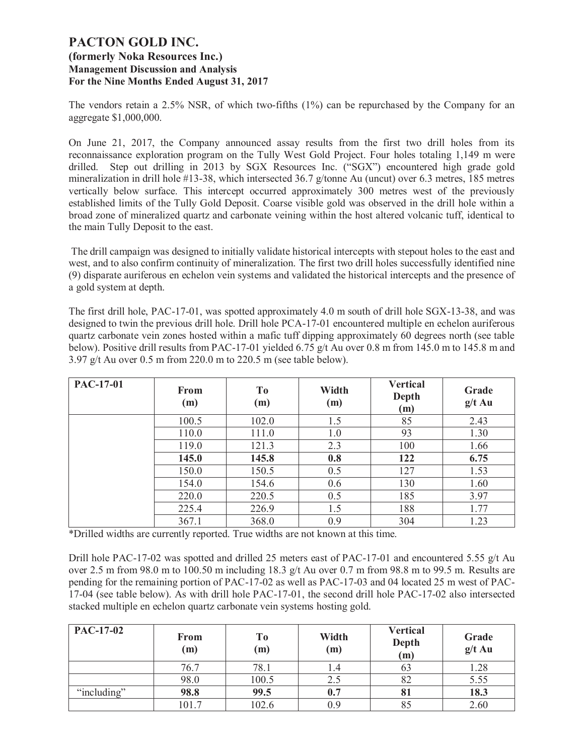The vendors retain a 2.5% NSR, of which two-fifths (1%) can be repurchased by the Company for an aggregate $1,000,000.

On June 21, 2017, the Company announced assay results from the first two drill holes from its reconnaissance exploration program on the Tully West Gold Project. Four holes totaling 1,149 m were drilled. Step out drilling in 2013 by SGX Resources Inc. ("SGX") encountered high grade gold mineralization in drill hole #13-38, which intersected 36.7 g/tonne Au (uncut) over 6.3 metres, 185 metres vertically below surface. This intercept occurred approximately 300 metres west of the previously established limits of the Tully Gold Deposit. Coarse visible gold was observed in the drill hole within a broad zone of mineralized quartz and carbonate veining within the host altered volcanic tuff, identical to the main Tully Deposit to the east.

The drill campaign was designed to initially validate historical intercepts with stepout holes to the east and west, and to also confirm continuity of mineralization. The first two drill holes successfully identified nine (9) disparate auriferous en echelon vein systems and validated the historical intercepts and the presence of a gold system at depth.

The first drill hole, PAC-17-01, was spotted approximately 4.0 m south of drill hole SGX-13-38, and was designed to twin the previous drill hole. Drill hole PCA-17-01 encountered multiple en echelon auriferous quartz carbonate vein zones hosted within a mafic tuff dipping approximately 60 degrees north (see table below). Positive drill results from PAC-17-01 yielded 6.75 g/t Au over 0.8 m from 145.0 m to 145.8 m and 3.97 g/t Au over 0.5 m from 220.0 m to 220.5 m (see table below).

| PAC-17-01 | From (m) | To (m) | Width (m) | Vertical Depth (m) | Grade g/t Au |
|---|---|---|---|---|---|
| | 100.5 | 102.0 | 1.5 | 85 | 2.43 |
| | 110.0 | 111.0 | 1.0 | 93 | 1.30 |
| | 119.0 | 121.3 | 2.3 | 100 | 1.66 |
| | **145.0** | **145.8** | **0.8** | **122** | **6.75** |
| | 150.0 | 150.5 | 0.5 | 127 | 1.53 |
| | 154.0 | 154.6 | 0.6 | 130 | 1.60 |
| | 220.0 | 220.5 | 0.5 | 185 | 3.97 |
| | 225.4 | 226.9 | 1.5 | 188 | 1.77 |
| | 367.1 | 368.0 | 0.9 | 304 | 1.23 |

*Drilled widths are currently reported. True widths are not known at this time.

Drill hole PAC-17-02 was spotted and drilled 25 meters east of PAC-17-01 and encountered 5.55 g/t Au over 2.5 m from 98.0 m to 100.50 m including 18.3 g/t Au over 0.7 m from 98.8 m to 99.5 m. Results are pending for the remaining portion of PAC-17-02 as well as PAC-17-03 and 04 located 25 m west of PAC-17-04 (see table below). As with drill hole PAC-17-01, the second drill hole PAC-17-02 also intersected stacked multiple en echelon quartz carbonate vein systems hosting gold.

| PAC-17-02 | From (m) | To (m) | Width (m) | Vertical Depth (m) | Grade g/t Au |
|---|---|---|---|---|---|
| | 76.7 | 78.1 | 1.4 | 63 | 1.28 |
| | 98.0 | 100.5 | 2.5 | 82 | 5.55 |
| "including" | **98.8** | **99.5** | **0.7** | **81** | **18.3** |
| | 101.7 | 102.6 | 0.9 | 85 | 2.60 |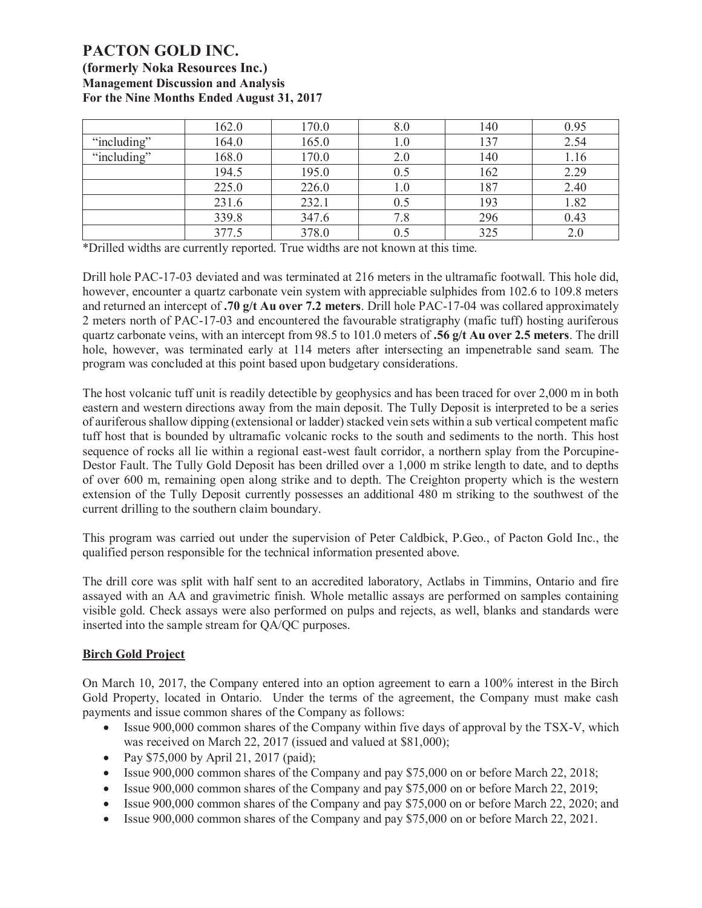| | 162.0 | 170.0 | 8.0 | 140 | 0.95 |
|---|---|---|---|---|---|
| "including" | 164.0 | 165.0 | 1.0 | 137 | 2.54 |
| "including" | 168.0 | 170.0 | 2.0 | 140 | 1.16 |
| | 194.5 | 195.0 | 0.5 | 162 | 2.29 |
| | 225.0 | 226.0 | 1.0 | 187 | 2.40 |
| | 231.6 | 232.1 | 0.5 | 193 | 1.82 |
| | 339.8 | 347.6 | 7.8 | 296 | 0.43 |
| | 377.5 | 378.0 | 0.5 | 325 | 2.0 |

*Drilled widths are currently reported. True widths are not known at this time.

Drill hole PAC-17-03 deviated and was terminated at 216 meters in the ultramafic footwall. This hole did, however, encounter a quartz carbonate vein system with appreciable sulphides from 102.6 to 109.8 meters and returned an intercept of **.70 g/t Au over 7.2 meters**. Drill hole PAC-17-04 was collared approximately 2 meters north of PAC-17-03 and encountered the favourable stratigraphy (mafic tuff) hosting auriferous quartz carbonate veins, with an intercept from 98.5 to 101.0 meters of **.56 g/t Au over 2.5 meters**. The drill hole, however, was terminated early at 114 meters after intersecting an impenetrable sand seam. The program was concluded at this point based upon budgetary considerations.

The host volcanic tuff unit is readily detectible by geophysics and has been traced for over 2,000 m in both eastern and western directions away from the main deposit. The Tully Deposit is interpreted to be a series of auriferous shallow dipping (extensional or ladder) stacked vein sets within a sub vertical competent mafic tuff host that is bounded by ultramafic volcanic rocks to the south and sediments to the north. This host sequence of rocks all lie within a regional east-west fault corridor, a northern splay from the Porcupine-Destor Fault. The Tully Gold Deposit has been drilled over a 1,000 m strike length to date, and to depths of over 600 m, remaining open along strike and to depth. The Creighton property which is the western extension of the Tully Deposit currently possesses an additional 480 m striking to the southwest of the current drilling to the southern claim boundary.

This program was carried out under the supervision of Peter Caldbick, P.Geo., of Pacton Gold Inc., the qualified person responsible for the technical information presented above.

The drill core was split with half sent to an accredited laboratory, Actlabs in Timmins, Ontario and fire assayed with an AA and gravimetric finish. Whole metallic assays are performed on samples containing visible gold. Check assays were also performed on pulps and rejects, as well, blanks and standards were inserted into the sample stream for QA/QC purposes.

## Birch Gold Project

On March 10, 2017, the Company entered into an option agreement to earn a 100% interest in the Birch Gold Property, located in Ontario. Under the terms of the agreement, the Company must make cash payments and issue common shares of the Company as follows:

- Issue 900,000 common shares of the Company within five days of approval by the TSX-V, which was received on March 22, 2017 (issued and valued at $81,000);
- Pay $75,000 by April 21, 2017 (paid);
- Issue 900,000 common shares of the Company and pay $75,000 on or before March 22, 2018;
- Issue 900,000 common shares of the Company and pay $75,000 on or before March 22, 2019;
- Issue 900,000 common shares of the Company and pay $75,000 on or before March 22, 2020; and
- Issue 900,000 common shares of the Company and pay $75,000 on or before March 22, 2021.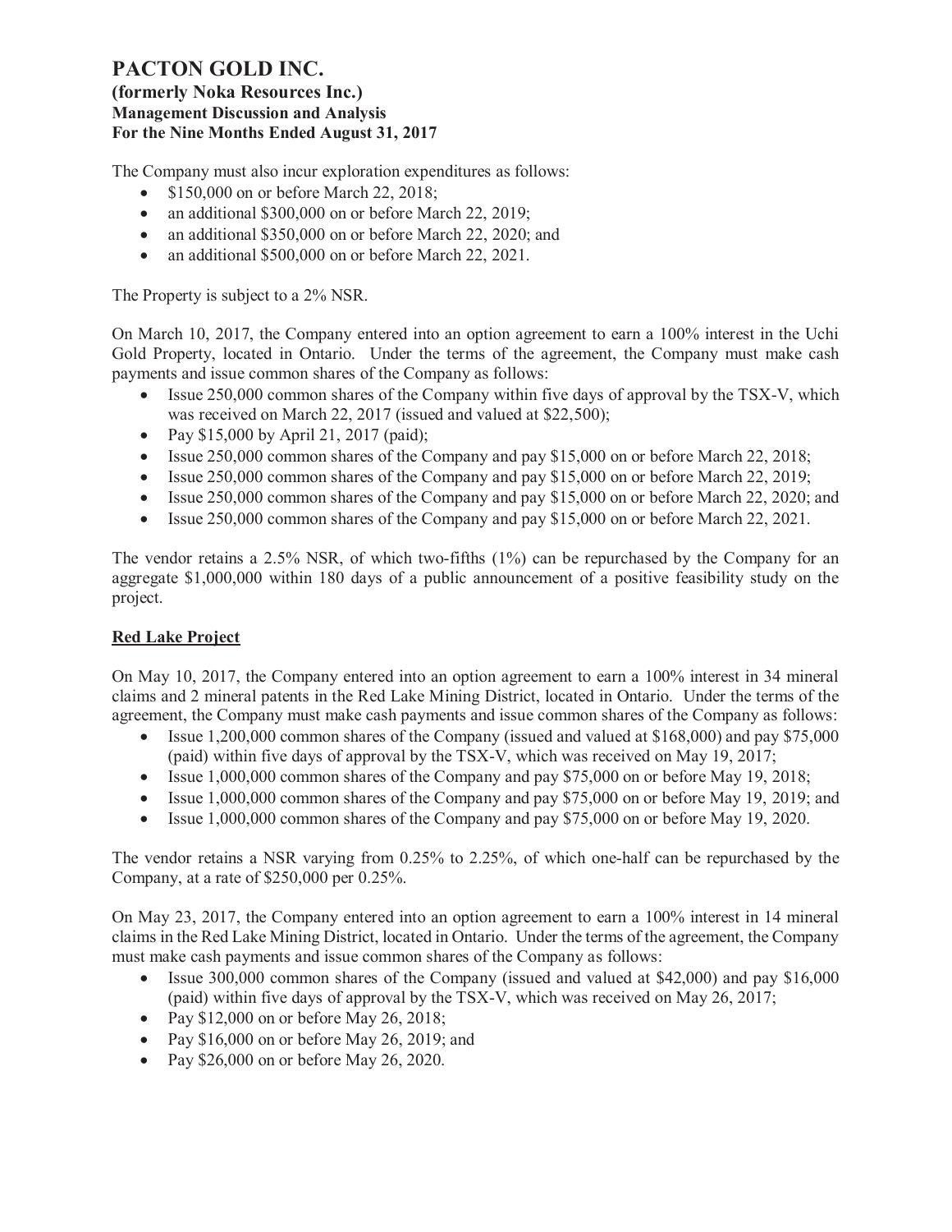The Company must also incur exploration expenditures as follows:

- $150,000 on or before March 22, 2018;
- an additional $300,000 on or before March 22, 2019;
- an additional $350,000 on or before March 22, 2020; and
- an additional $500,000 on or before March 22, 2021.

The Property is subject to a 2% NSR.

On March 10, 2017, the Company entered into an option agreement to earn a 100% interest in the Uchi Gold Property, located in Ontario. Under the terms of the agreement, the Company must make cash payments and issue common shares of the Company as follows:

- Issue 250,000 common shares of the Company within five days of approval by the TSX-V, which was received on March 22, 2017 (issued and valued at $22,500);
- Pay $15,000 by April 21, 2017 (paid);
- Issue 250,000 common shares of the Company and pay $15,000 on or before March 22, 2018;
- Issue 250,000 common shares of the Company and pay $15,000 on or before March 22, 2019;
- Issue 250,000 common shares of the Company and pay $15,000 on or before March 22, 2020; and
- Issue 250,000 common shares of the Company and pay $15,000 on or before March 22, 2021.

The vendor retains a 2.5% NSR, of which two-fifths (1%) can be repurchased by the Company for an aggregate $1,000,000 within 180 days of a public announcement of a positive feasibility study on the project.

**Red Lake Project**

On May 10, 2017, the Company entered into an option agreement to earn a 100% interest in 34 mineral claims and 2 mineral patents in the Red Lake Mining District, located in Ontario. Under the terms of the agreement, the Company must make cash payments and issue common shares of the Company as follows:

- Issue 1,200,000 common shares of the Company (issued and valued at $168,000) and pay $75,000 (paid) within five days of approval by the TSX-V, which was received on May 19, 2017;
- Issue 1,000,000 common shares of the Company and pay $75,000 on or before May 19, 2018;
- Issue 1,000,000 common shares of the Company and pay $75,000 on or before May 19, 2019; and
- Issue 1,000,000 common shares of the Company and pay $75,000 on or before May 19, 2020.

The vendor retains a NSR varying from 0.25% to 2.25%, of which one-half can be repurchased by the Company, at a rate of $250,000 per 0.25%.

On May 23, 2017, the Company entered into an option agreement to earn a 100% interest in 14 mineral claims in the Red Lake Mining District, located in Ontario. Under the terms of the agreement, the Company must make cash payments and issue common shares of the Company as follows:

- Issue 300,000 common shares of the Company (issued and valued at $42,000) and pay $16,000 (paid) within five days of approval by the TSX-V, which was received on May 26, 2017;
- Pay $12,000 on or before May 26, 2018;
- Pay $16,000 on or before May 26, 2019; and
- Pay $26,000 on or before May 26, 2020.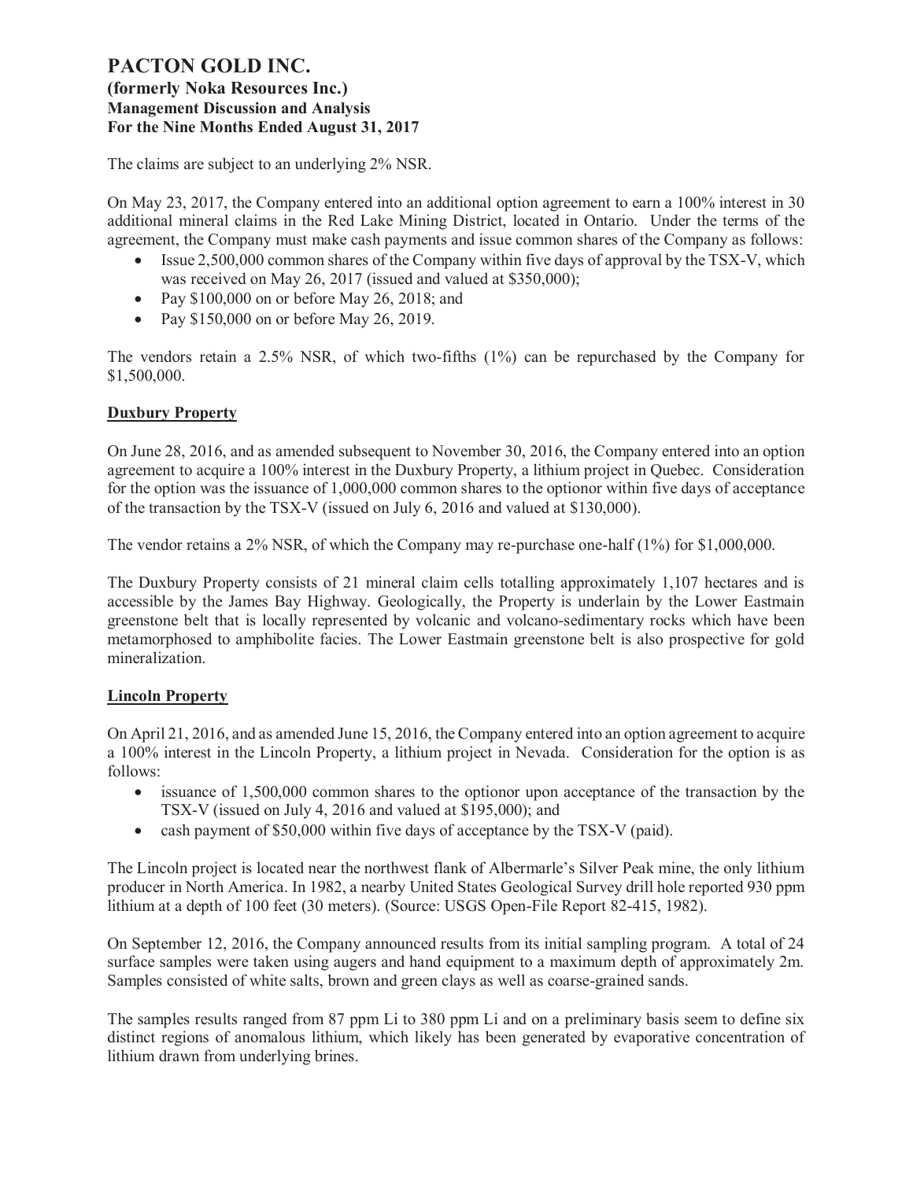The claims are subject to an underlying 2% NSR.

On May 23, 2017, the Company entered into an additional option agreement to earn a 100% interest in 30 additional mineral claims in the Red Lake Mining District, located in Ontario. Under the terms of the agreement, the Company must make cash payments and issue common shares of the Company as follows:

- Issue 2,500,000 common shares of the Company within five days of approval by the TSX-V, which was received on May 26, 2017 (issued and valued at $350,000);
- Pay $100,000 on or before May 26, 2018; and
- Pay $150,000 on or before May 26, 2019.

The vendors retain a 2.5% NSR, of which two-fifths (1%) can be repurchased by the Company for $1,500,000.

**Duxbury Property**

On June 28, 2016, and as amended subsequent to November 30, 2016, the Company entered into an option agreement to acquire a 100% interest in the Duxbury Property, a lithium project in Quebec. Consideration for the option was the issuance of 1,000,000 common shares to the optionor within five days of acceptance of the transaction by the TSX-V (issued on July 6, 2016 and valued at $130,000).

The vendor retains a 2% NSR, of which the Company may re-purchase one-half (1%) for $1,000,000.

The Duxbury Property consists of 21 mineral claim cells totalling approximately 1,107 hectares and is accessible by the James Bay Highway. Geologically, the Property is underlain by the Lower Eastmain greenstone belt that is locally represented by volcanic and volcano-sedimentary rocks which have been metamorphosed to amphibolite facies. The Lower Eastmain greenstone belt is also prospective for gold mineralization.

**Lincoln Property**

On April 21, 2016, and as amended June 15, 2016, the Company entered into an option agreement to acquire a 100% interest in the Lincoln Property, a lithium project in Nevada. Consideration for the option is as follows:

- issuance of 1,500,000 common shares to the optionor upon acceptance of the transaction by the TSX-V (issued on July 4, 2016 and valued at $195,000); and
- cash payment of $50,000 within five days of acceptance by the TSX-V (paid).

The Lincoln project is located near the northwest flank of Albermarle's Silver Peak mine, the only lithium producer in North America. In 1982, a nearby United States Geological Survey drill hole reported 930 ppm lithium at a depth of 100 feet (30 meters). (Source: USGS Open-File Report 82-415, 1982).

On September 12, 2016, the Company announced results from its initial sampling program. A total of 24 surface samples were taken using augers and hand equipment to a maximum depth of approximately 2m. Samples consisted of white salts, brown and green clays as well as coarse-grained sands.

The samples results ranged from 87 ppm Li to 380 ppm Li and on a preliminary basis seem to define six distinct regions of anomalous lithium, which likely has been generated by evaporative concentration of lithium drawn from underlying brines.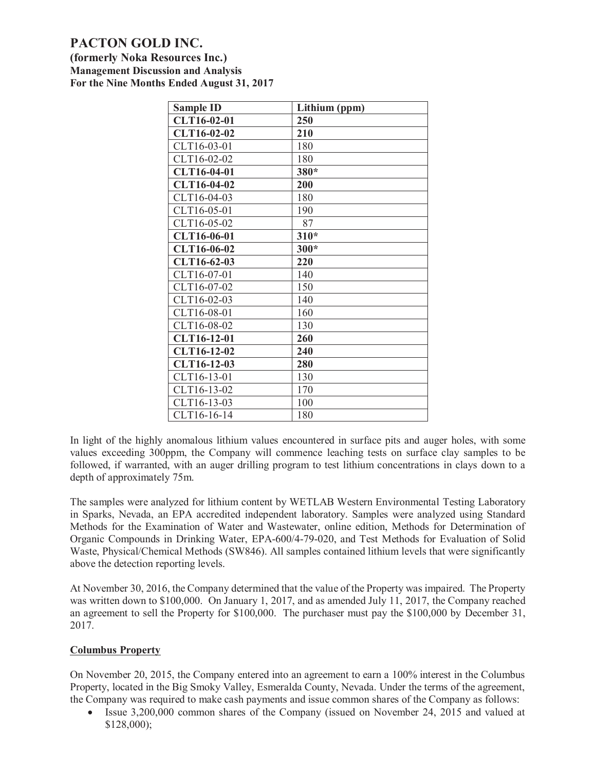| Sample ID | Lithium (ppm) |
|---|---|
| **CLT16-02-01** | **250** |
| **CLT16-02-02** | **210** |
| CLT16-03-01 | 180 |
| CLT16-02-02 | 180 |
| **CLT16-04-01** | **380*** |
| **CLT16-04-02** | **200** |
| CLT16-04-03 | 180 |
| CLT16-05-01 | 190 |
| CLT16-05-02 | 87 |
| **CLT16-06-01** | **310*** |
| **CLT16-06-02** | **300*** |
| **CLT16-62-03** | **220** |
| CLT16-07-01 | 140 |
| CLT16-07-02 | 150 |
| CLT16-02-03 | 140 |
| CLT16-08-01 | 160 |
| CLT16-08-02 | 130 |
| **CLT16-12-01** | **260** |
| **CLT16-12-02** | **240** |
| **CLT16-12-03** | **280** |
| CLT16-13-01 | 130 |
| CLT16-13-02 | 170 |
| CLT16-13-03 | 100 |
| CLT16-16-14 | 180 |

In light of the highly anomalous lithium values encountered in surface pits and auger holes, with some values exceeding 300ppm, the Company will commence leaching tests on surface clay samples to be followed, if warranted, with an auger drilling program to test lithium concentrations in clays down to a depth of approximately 75m.

The samples were analyzed for lithium content by WETLAB Western Environmental Testing Laboratory in Sparks, Nevada, an EPA accredited independent laboratory. Samples were analyzed using Standard Methods for the Examination of Water and Wastewater, online edition, Methods for Determination of Organic Compounds in Drinking Water, EPA-600/4-79-020, and Test Methods for Evaluation of Solid Waste, Physical/Chemical Methods (SW846). All samples contained lithium levels that were significantly above the detection reporting levels.

At November 30, 2016, the Company determined that the value of the Property was impaired. The Property was written down to $100,000. On January 1, 2017, and as amended July 11, 2017, the Company reached an agreement to sell the Property for $100,000. The purchaser must pay the $100,000 by December 31, 2017.

**Columbus Property**

On November 20, 2015, the Company entered into an agreement to earn a 100% interest in the Columbus Property, located in the Big Smoky Valley, Esmeralda County, Nevada. Under the terms of the agreement, the Company was required to make cash payments and issue common shares of the Company as follows:

- Issue 3,200,000 common shares of the Company (issued on November 24, 2015 and valued at $128,000);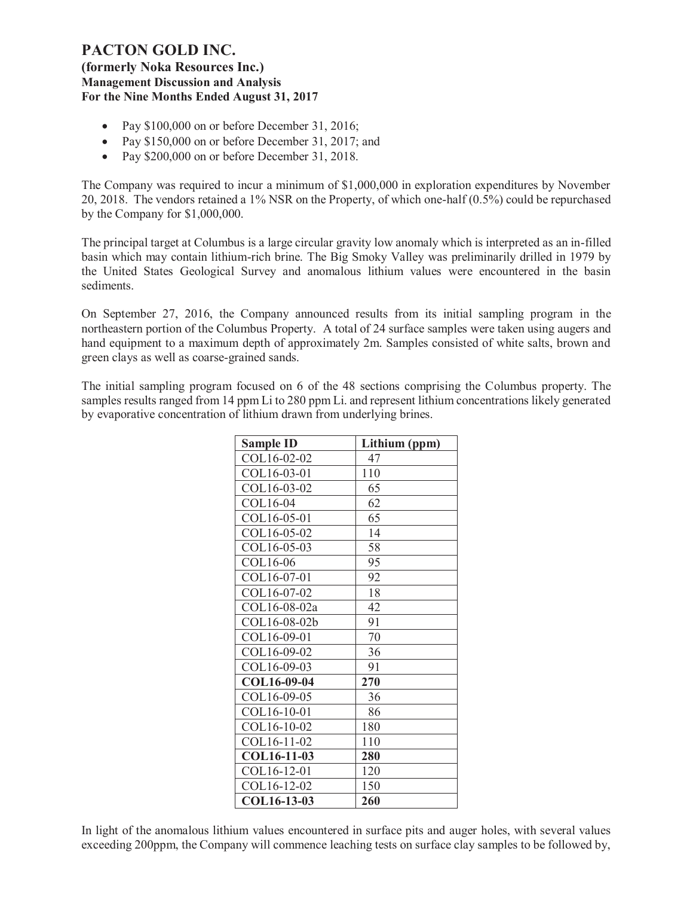- Pay $100,000 on or before December 31, 2016;
- Pay $150,000 on or before December 31, 2017; and
- Pay $200,000 on or before December 31, 2018.

The Company was required to incur a minimum of $1,000,000 in exploration expenditures by November 20, 2018. The vendors retained a 1% NSR on the Property, of which one-half (0.5%) could be repurchased by the Company for $1,000,000.

The principal target at Columbus is a large circular gravity low anomaly which is interpreted as an in-filled basin which may contain lithium-rich brine. The Big Smoky Valley was preliminarily drilled in 1979 by the United States Geological Survey and anomalous lithium values were encountered in the basin sediments.

On September 27, 2016, the Company announced results from its initial sampling program in the northeastern portion of the Columbus Property. A total of 24 surface samples were taken using augers and hand equipment to a maximum depth of approximately 2m. Samples consisted of white salts, brown and green clays as well as coarse-grained sands.

The initial sampling program focused on 6 of the 48 sections comprising the Columbus property. The samples results ranged from 14 ppm Li to 280 ppm Li. and represent lithium concentrations likely generated by evaporative concentration of lithium drawn from underlying brines.

| Sample ID | Lithium (ppm) |
|---|---|
| COL16-02-02 | 47 |
| COL16-03-01 | 110 |
| COL16-03-02 | 65 |
| COL16-04 | 62 |
| COL16-05-01 | 65 |
| COL16-05-02 | 14 |
| COL16-05-03 | 58 |
| COL16-06 | 95 |
| COL16-07-01 | 92 |
| COL16-07-02 | 18 |
| COL16-08-02a | 42 |
| COL16-08-02b | 91 |
| COL16-09-01 | 70 |
| COL16-09-02 | 36 |
| COL16-09-03 | 91 |
| **COL16-09-04** | **270** |
| COL16-09-05 | 36 |
| COL16-10-01 | 86 |
| COL16-10-02 | 180 |
| COL16-11-02 | 110 |
| **COL16-11-03** | **280** |
| COL16-12-01 | 120 |
| COL16-12-02 | 150 |
| **COL16-13-03** | **260** |

In light of the anomalous lithium values encountered in surface pits and auger holes, with several values exceeding 200ppm, the Company will commence leaching tests on surface clay samples to be followed by,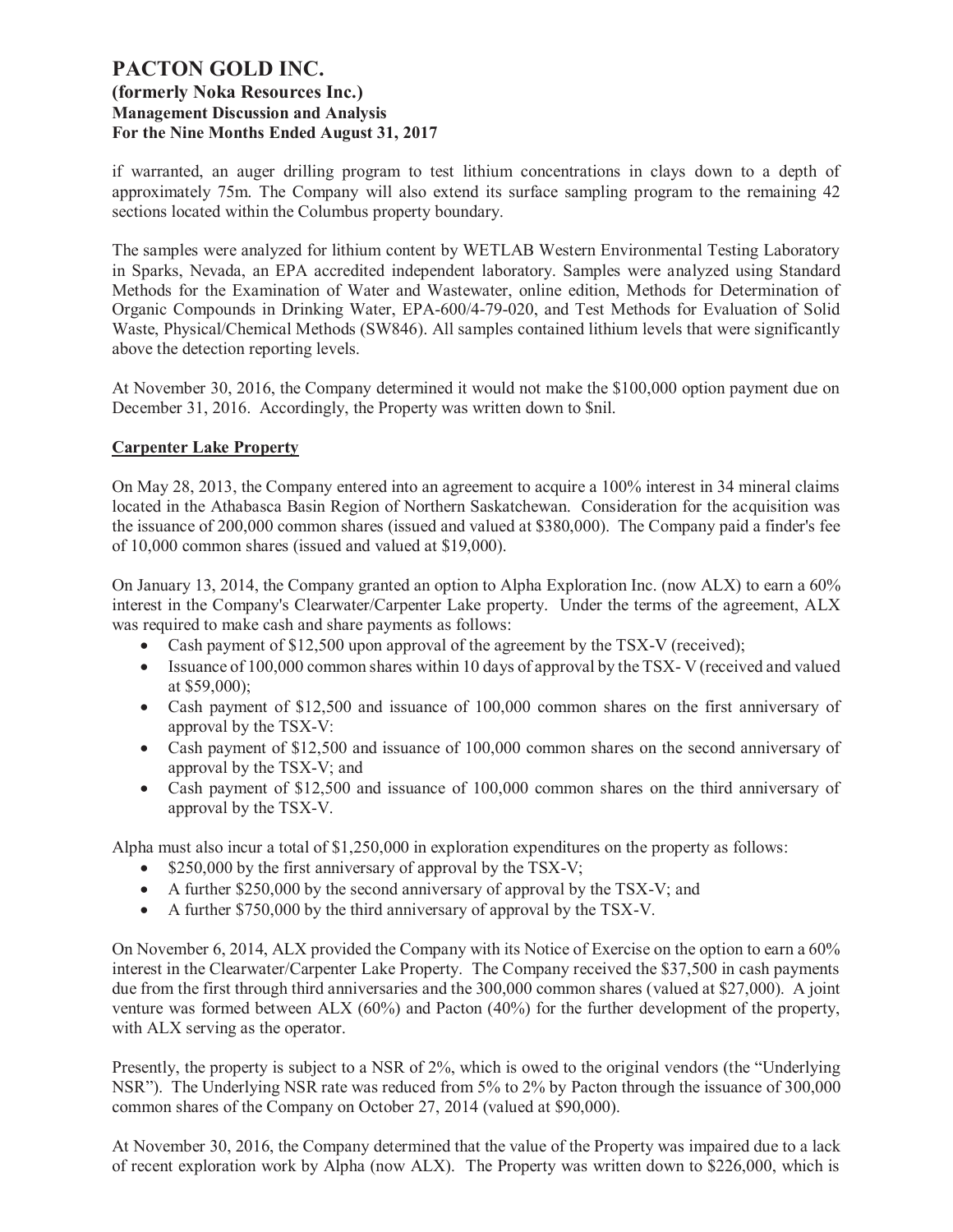if warranted, an auger drilling program to test lithium concentrations in clays down to a depth of approximately 75m. The Company will also extend its surface sampling program to the remaining 42 sections located within the Columbus property boundary.

The samples were analyzed for lithium content by WETLAB Western Environmental Testing Laboratory in Sparks, Nevada, an EPA accredited independent laboratory. Samples were analyzed using Standard Methods for the Examination of Water and Wastewater, online edition, Methods for Determination of Organic Compounds in Drinking Water, EPA-600/4-79-020, and Test Methods for Evaluation of Solid Waste, Physical/Chemical Methods (SW846). All samples contained lithium levels that were significantly above the detection reporting levels.

At November 30, 2016, the Company determined it would not make the $100,000 option payment due on December 31, 2016. Accordingly, the Property was written down to $nil.

## Carpenter Lake Property

On May 28, 2013, the Company entered into an agreement to acquire a 100% interest in 34 mineral claims located in the Athabasca Basin Region of Northern Saskatchewan. Consideration for the acquisition was the issuance of 200,000 common shares (issued and valued at $380,000). The Company paid a finder's fee of 10,000 common shares (issued and valued at $19,000).

On January 13, 2014, the Company granted an option to Alpha Exploration Inc. (now ALX) to earn a 60% interest in the Company's Clearwater/Carpenter Lake property. Under the terms of the agreement, ALX was required to make cash and share payments as follows:

- Cash payment of $12,500 upon approval of the agreement by the TSX-V (received);
- Issuance of 100,000 common shares within 10 days of approval by the TSX- V (received and valued at $59,000);
- Cash payment of $12,500 and issuance of 100,000 common shares on the first anniversary of approval by the TSX-V:
- Cash payment of $12,500 and issuance of 100,000 common shares on the second anniversary of approval by the TSX-V; and
- Cash payment of $12,500 and issuance of 100,000 common shares on the third anniversary of approval by the TSX-V.

Alpha must also incur a total of $1,250,000 in exploration expenditures on the property as follows:

- $250,000 by the first anniversary of approval by the TSX-V;
- A further $250,000 by the second anniversary of approval by the TSX-V; and
- A further $750,000 by the third anniversary of approval by the TSX-V.

On November 6, 2014, ALX provided the Company with its Notice of Exercise on the option to earn a 60% interest in the Clearwater/Carpenter Lake Property. The Company received the $37,500 in cash payments due from the first through third anniversaries and the 300,000 common shares (valued at $27,000). A joint venture was formed between ALX (60%) and Pacton (40%) for the further development of the property, with ALX serving as the operator.

Presently, the property is subject to a NSR of 2%, which is owed to the original vendors (the "Underlying NSR"). The Underlying NSR rate was reduced from 5% to 2% by Pacton through the issuance of 300,000 common shares of the Company on October 27, 2014 (valued at $90,000).

At November 30, 2016, the Company determined that the value of the Property was impaired due to a lack of recent exploration work by Alpha (now ALX). The Property was written down to $226,000, which is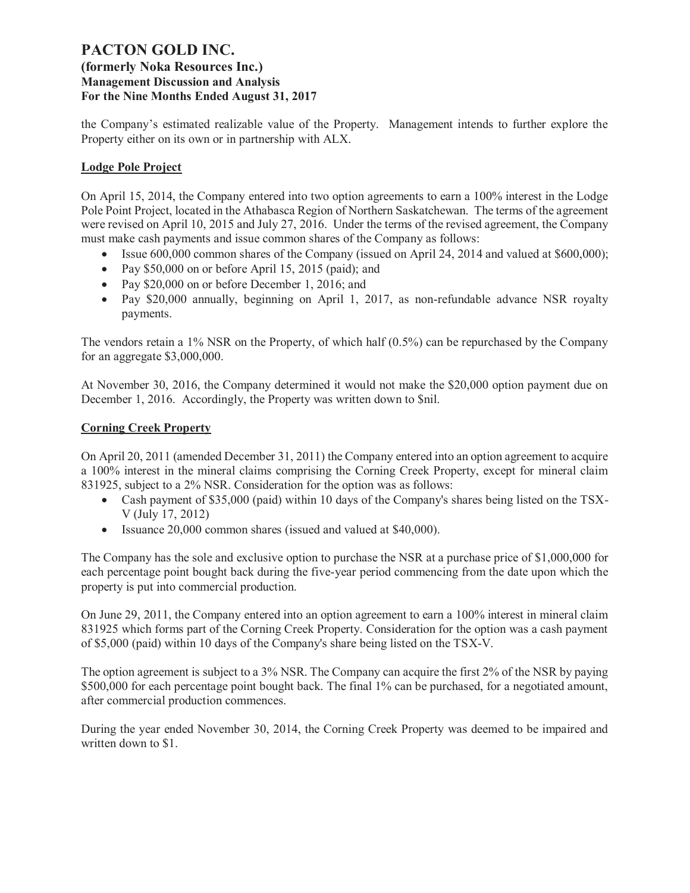the Company's estimated realizable value of the Property. Management intends to further explore the Property either on its own or in partnership with ALX.

## Lodge Pole Project

On April 15, 2014, the Company entered into two option agreements to earn a 100% interest in the Lodge Pole Point Project, located in the Athabasca Region of Northern Saskatchewan. The terms of the agreement were revised on April 10, 2015 and July 27, 2016. Under the terms of the revised agreement, the Company must make cash payments and issue common shares of the Company as follows:

- Issue 600,000 common shares of the Company (issued on April 24, 2014 and valued at $600,000);
- Pay $50,000 on or before April 15, 2015 (paid); and
- Pay $20,000 on or before December 1, 2016; and
- Pay $20,000 annually, beginning on April 1, 2017, as non-refundable advance NSR royalty payments.

The vendors retain a 1% NSR on the Property, of which half (0.5%) can be repurchased by the Company for an aggregate $3,000,000.

At November 30, 2016, the Company determined it would not make the $20,000 option payment due on December 1, 2016. Accordingly, the Property was written down to $nil.

## Corning Creek Property

On April 20, 2011 (amended December 31, 2011) the Company entered into an option agreement to acquire a 100% interest in the mineral claims comprising the Corning Creek Property, except for mineral claim 831925, subject to a 2% NSR. Consideration for the option was as follows:

- Cash payment of $35,000 (paid) within 10 days of the Company's shares being listed on the TSX-V (July 17, 2012)
- Issuance 20,000 common shares (issued and valued at $40,000).

The Company has the sole and exclusive option to purchase the NSR at a purchase price of $1,000,000 for each percentage point bought back during the five-year period commencing from the date upon which the property is put into commercial production.

On June 29, 2011, the Company entered into an option agreement to earn a 100% interest in mineral claim 831925 which forms part of the Corning Creek Property. Consideration for the option was a cash payment of $5,000 (paid) within 10 days of the Company's share being listed on the TSX-V.

The option agreement is subject to a 3% NSR. The Company can acquire the first 2% of the NSR by paying $500,000 for each percentage point bought back. The final 1% can be purchased, for a negotiated amount, after commercial production commences.

During the year ended November 30, 2014, the Corning Creek Property was deemed to be impaired and written down to $1.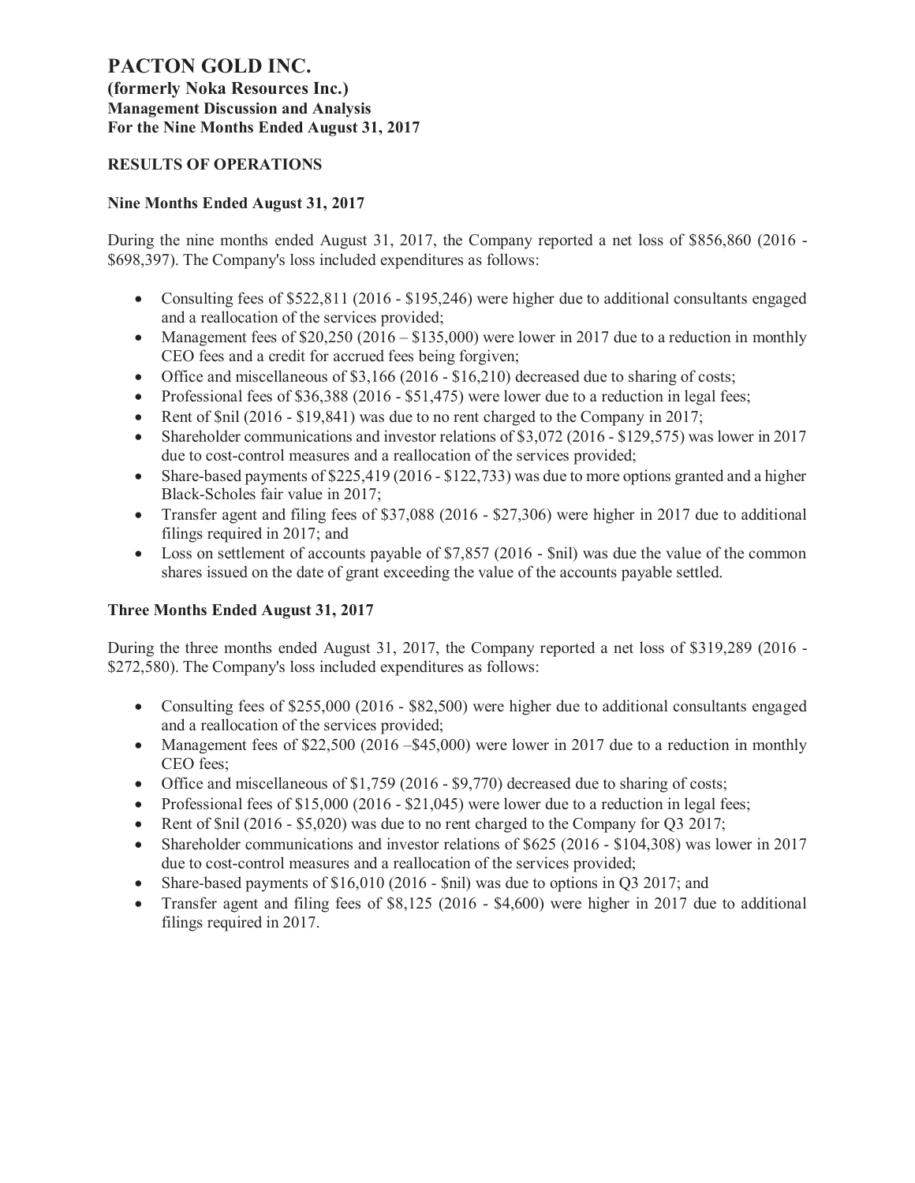# PACTON GOLD INC.

**(formerly Noka Resources Inc.)**
**Management Discussion and Analysis**
**For the Nine Months Ended August 31, 2017**

## RESULTS OF OPERATIONS

### Nine Months Ended August 31, 2017

During the nine months ended August 31, 2017, the Company reported a net loss of $856,860 (2016 - $698,397). The Company's loss included expenditures as follows:

- Consulting fees of $522,811 (2016 - $195,246) were higher due to additional consultants engaged and a reallocation of the services provided;
- Management fees of $20,250 (2016 – $135,000) were lower in 2017 due to a reduction in monthly CEO fees and a credit for accrued fees being forgiven;
- Office and miscellaneous of $3,166 (2016 - $16,210) decreased due to sharing of costs;
- Professional fees of $36,388 (2016 - $51,475) were lower due to a reduction in legal fees;
- Rent of $nil (2016 - $19,841) was due to no rent charged to the Company in 2017;
- Shareholder communications and investor relations of $3,072 (2016 - $129,575) was lower in 2017 due to cost-control measures and a reallocation of the services provided;
- Share-based payments of $225,419 (2016 - $122,733) was due to more options granted and a higher Black-Scholes fair value in 2017;
- Transfer agent and filing fees of $37,088 (2016 - $27,306) were higher in 2017 due to additional filings required in 2017; and
- Loss on settlement of accounts payable of $7,857 (2016 - $nil) was due the value of the common shares issued on the date of grant exceeding the value of the accounts payable settled.

### Three Months Ended August 31, 2017

During the three months ended August 31, 2017, the Company reported a net loss of $319,289 (2016 - $272,580). The Company's loss included expenditures as follows:

- Consulting fees of $255,000 (2016 - $82,500) were higher due to additional consultants engaged and a reallocation of the services provided;
- Management fees of $22,500 (2016 –$45,000) were lower in 2017 due to a reduction in monthly CEO fees;
- Office and miscellaneous of $1,759 (2016 - $9,770) decreased due to sharing of costs;
- Professional fees of $15,000 (2016 - $21,045) were lower due to a reduction in legal fees;
- Rent of $nil (2016 - $5,020) was due to no rent charged to the Company for Q3 2017;
- Shareholder communications and investor relations of $625 (2016 - $104,308) was lower in 2017 due to cost-control measures and a reallocation of the services provided;
- Share-based payments of $16,010 (2016 - $nil) was due to options in Q3 2017; and
- Transfer agent and filing fees of $8,125 (2016 - $4,600) were higher in 2017 due to additional filings required in 2017.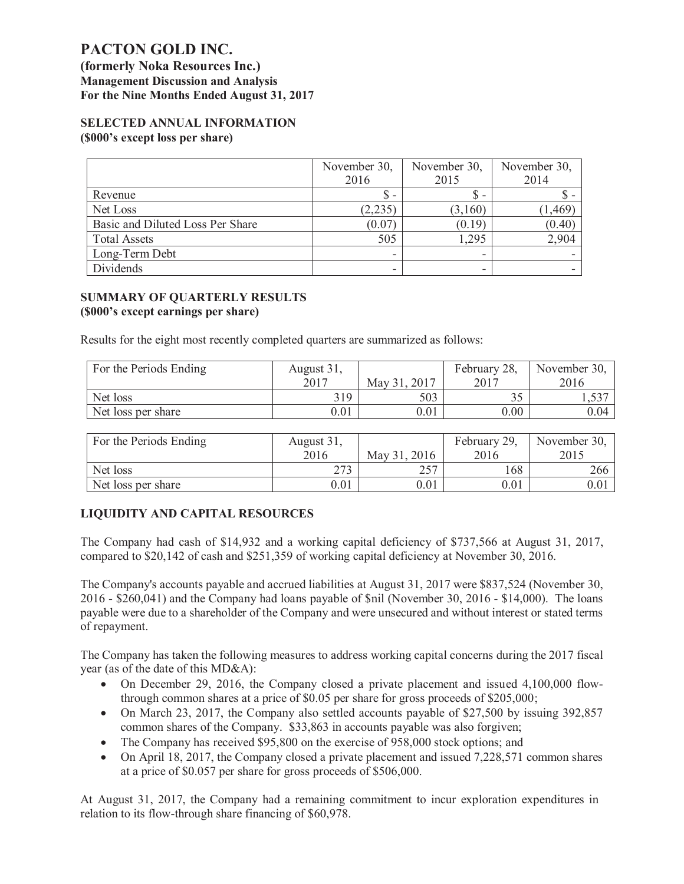# PACTON GOLD INC.

**(formerly Noka Resources Inc.)**
**Management Discussion and Analysis**
**For the Nine Months Ended August 31, 2017**

## SELECTED ANNUAL INFORMATION

**($000's except loss per share)**

| | November 30, 2016 | November 30, 2015 | November 30, 2014 |
|---|---|---|---|
| Revenue | $ - | $ - | $ - |
| Net Loss | (2,235) | (3,160) | (1,469) |
| Basic and Diluted Loss Per Share | (0.07) | (0.19) | (0.40) |
| Total Assets | 505 | 1,295 | 2,904 |
| Long-Term Debt | - | - | - |
| Dividends | - | - | - |

## SUMMARY OF QUARTERLY RESULTS

**($000's except earnings per share)**

Results for the eight most recently completed quarters are summarized as follows:

| For the Periods Ending | August 31, 2017 | May 31, 2017 | February 28, 2017 | November 30, 2016 |
|---|---|---|---|---|
| Net loss | 319 | 503 | 35 | 1,537 |
| Net loss per share | 0.01 | 0.01 | 0.00 | 0.04 |

| For the Periods Ending | August 31, 2016 | May 31, 2016 | February 29, 2016 | November 30, 2015 |
|---|---|---|---|---|
| Net loss | 273 | 257 | 168 | 266 |
| Net loss per share | 0.01 | 0.01 | 0.01 | 0.01 |

## LIQUIDITY AND CAPITAL RESOURCES

The Company had cash of $14,932 and a working capital deficiency of $737,566 at August 31, 2017, compared to $20,142 of cash and $251,359 of working capital deficiency at November 30, 2016.

The Company's accounts payable and accrued liabilities at August 31, 2017 were $837,524 (November 30, 2016 - $260,041) and the Company had loans payable of $nil (November 30, 2016 - $14,000). The loans payable were due to a shareholder of the Company and were unsecured and without interest or stated terms of repayment.

The Company has taken the following measures to address working capital concerns during the 2017 fiscal year (as of the date of this MD&A):

- On December 29, 2016, the Company closed a private placement and issued 4,100,000 flow-through common shares at a price of $0.05 per share for gross proceeds of $205,000;
- On March 23, 2017, the Company also settled accounts payable of $27,500 by issuing 392,857 common shares of the Company. $33,863 in accounts payable was also forgiven;
- The Company has received $95,800 on the exercise of 958,000 stock options; and
- On April 18, 2017, the Company closed a private placement and issued 7,228,571 common shares at a price of $0.057 per share for gross proceeds of $506,000.

At August 31, 2017, the Company had a remaining commitment to incur exploration expenditures in relation to its flow-through share financing of $60,978.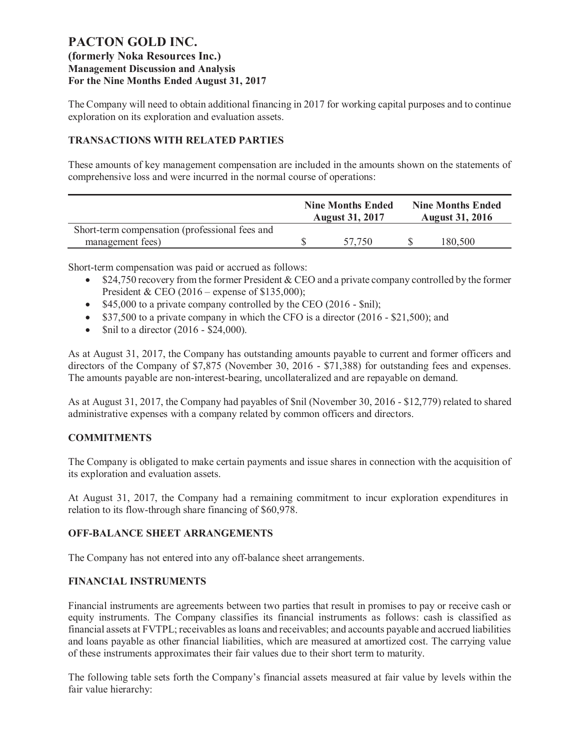The Company will need to obtain additional financing in 2017 for working capital purposes and to continue exploration on its exploration and evaluation assets.

## TRANSACTIONS WITH RELATED PARTIES

These amounts of key management compensation are included in the amounts shown on the statements of comprehensive loss and were incurred in the normal course of operations:

| | Nine Months Ended August 31, 2017 | Nine Months Ended August 31, 2016 |
|---|---|---|
| Short-term compensation (professional fees and management fees) | $ 57,750 | $ 180,500 |

Short-term compensation was paid or accrued as follows:

- $24,750 recovery from the former President & CEO and a private company controlled by the former President & CEO (2016 – expense of $135,000);
- $45,000 to a private company controlled by the CEO (2016 - $nil);
- $37,500 to a private company in which the CFO is a director (2016 - $21,500); and
- $nil to a director (2016 - $24,000).

As at August 31, 2017, the Company has outstanding amounts payable to current and former officers and directors of the Company of $7,875 (November 30, 2016 - $71,388) for outstanding fees and expenses. The amounts payable are non-interest-bearing, uncollateralized and are repayable on demand.

As at August 31, 2017, the Company had payables of $nil (November 30, 2016 - $12,779) related to shared administrative expenses with a company related by common officers and directors.

## COMMITMENTS

The Company is obligated to make certain payments and issue shares in connection with the acquisition of its exploration and evaluation assets.

At August 31, 2017, the Company had a remaining commitment to incur exploration expenditures in relation to its flow-through share financing of $60,978.

## OFF-BALANCE SHEET ARRANGEMENTS

The Company has not entered into any off-balance sheet arrangements.

## FINANCIAL INSTRUMENTS

Financial instruments are agreements between two parties that result in promises to pay or receive cash or equity instruments. The Company classifies its financial instruments as follows: cash is classified as financial assets at FVTPL; receivables as loans and receivables; and accounts payable and accrued liabilities and loans payable as other financial liabilities, which are measured at amortized cost. The carrying value of these instruments approximates their fair values due to their short term to maturity.

The following table sets forth the Company's financial assets measured at fair value by levels within the fair value hierarchy: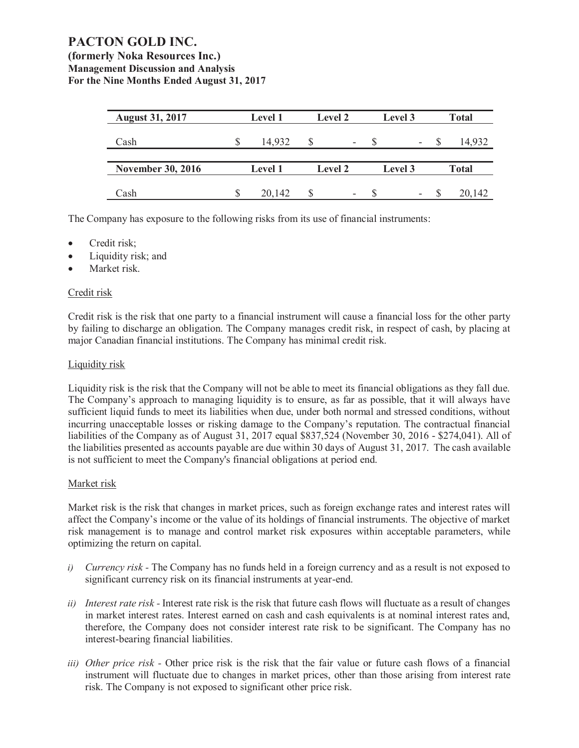| August 31, 2017 | Level 1 | Level 2 | Level 3 | Total |
|---|---|---|---|---|
| Cash | $ 14,932 | $ - | $ - | $ 14,932 |

| November 30, 2016 | Level 1 | Level 2 | Level 3 | Total |
|---|---|---|---|---|
| Cash | $ 20,142 | $ - | $ - | $ 20,142 |

The Company has exposure to the following risks from its use of financial instruments:

- Credit risk;
- Liquidity risk; and
- Market risk.

Credit risk

Credit risk is the risk that one party to a financial instrument will cause a financial loss for the other party by failing to discharge an obligation. The Company manages credit risk, in respect of cash, by placing at major Canadian financial institutions. The Company has minimal credit risk.

Liquidity risk

Liquidity risk is the risk that the Company will not be able to meet its financial obligations as they fall due. The Company's approach to managing liquidity is to ensure, as far as possible, that it will always have sufficient liquid funds to meet its liabilities when due, under both normal and stressed conditions, without incurring unacceptable losses or risking damage to the Company's reputation. The contractual financial liabilities of the Company as of August 31, 2017 equal $837,524 (November 30, 2016 - $274,041). All of the liabilities presented as accounts payable are due within 30 days of August 31, 2017. The cash available is not sufficient to meet the Company's financial obligations at period end.

Market risk

Market risk is the risk that changes in market prices, such as foreign exchange rates and interest rates will affect the Company's income or the value of its holdings of financial instruments. The objective of market risk management is to manage and control market risk exposures within acceptable parameters, while optimizing the return on capital.

*i) Currency risk* - The Company has no funds held in a foreign currency and as a result is not exposed to significant currency risk on its financial instruments at year-end.

*ii) Interest rate risk* - Interest rate risk is the risk that future cash flows will fluctuate as a result of changes in market interest rates. Interest earned on cash and cash equivalents is at nominal interest rates and, therefore, the Company does not consider interest rate risk to be significant. The Company has no interest-bearing financial liabilities.

*iii) Other price risk* - Other price risk is the risk that the fair value or future cash flows of a financial instrument will fluctuate due to changes in market prices, other than those arising from interest rate risk. The Company is not exposed to significant other price risk.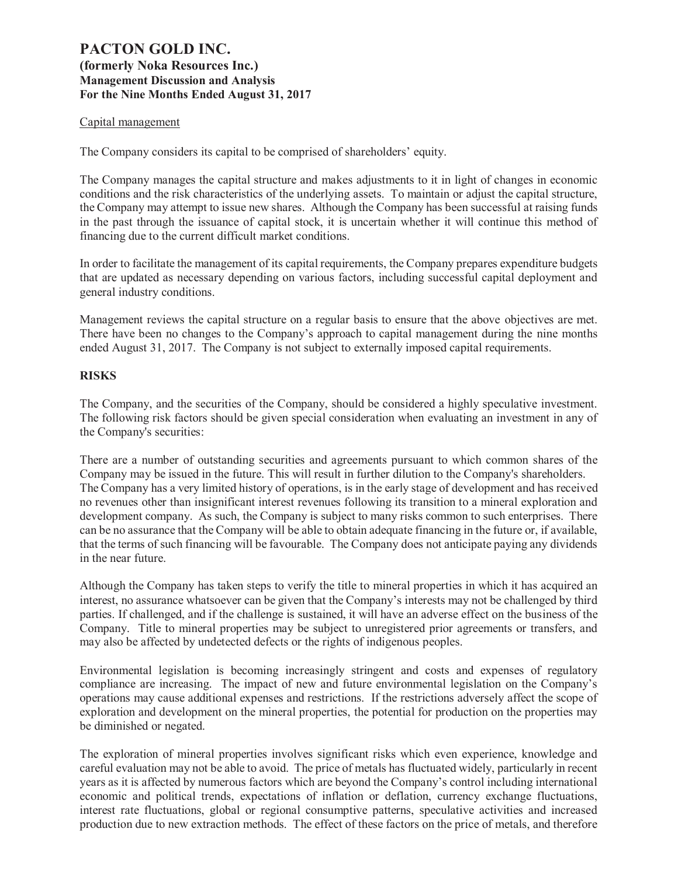Capital management

The Company considers its capital to be comprised of shareholders' equity.

The Company manages the capital structure and makes adjustments to it in light of changes in economic conditions and the risk characteristics of the underlying assets. To maintain or adjust the capital structure, the Company may attempt to issue new shares. Although the Company has been successful at raising funds in the past through the issuance of capital stock, it is uncertain whether it will continue this method of financing due to the current difficult market conditions.

In order to facilitate the management of its capital requirements, the Company prepares expenditure budgets that are updated as necessary depending on various factors, including successful capital deployment and general industry conditions.

Management reviews the capital structure on a regular basis to ensure that the above objectives are met. There have been no changes to the Company's approach to capital management during the nine months ended August 31, 2017. The Company is not subject to externally imposed capital requirements.

## RISKS

The Company, and the securities of the Company, should be considered a highly speculative investment. The following risk factors should be given special consideration when evaluating an investment in any of the Company's securities:

There are a number of outstanding securities and agreements pursuant to which common shares of the Company may be issued in the future. This will result in further dilution to the Company's shareholders. The Company has a very limited history of operations, is in the early stage of development and has received no revenues other than insignificant interest revenues following its transition to a mineral exploration and development company. As such, the Company is subject to many risks common to such enterprises. There can be no assurance that the Company will be able to obtain adequate financing in the future or, if available, that the terms of such financing will be favourable. The Company does not anticipate paying any dividends in the near future.

Although the Company has taken steps to verify the title to mineral properties in which it has acquired an interest, no assurance whatsoever can be given that the Company's interests may not be challenged by third parties. If challenged, and if the challenge is sustained, it will have an adverse effect on the business of the Company. Title to mineral properties may be subject to unregistered prior agreements or transfers, and may also be affected by undetected defects or the rights of indigenous peoples.

Environmental legislation is becoming increasingly stringent and costs and expenses of regulatory compliance are increasing. The impact of new and future environmental legislation on the Company's operations may cause additional expenses and restrictions. If the restrictions adversely affect the scope of exploration and development on the mineral properties, the potential for production on the properties may be diminished or negated.

The exploration of mineral properties involves significant risks which even experience, knowledge and careful evaluation may not be able to avoid. The price of metals has fluctuated widely, particularly in recent years as it is affected by numerous factors which are beyond the Company's control including international economic and political trends, expectations of inflation or deflation, currency exchange fluctuations, interest rate fluctuations, global or regional consumptive patterns, speculative activities and increased production due to new extraction methods. The effect of these factors on the price of metals, and therefore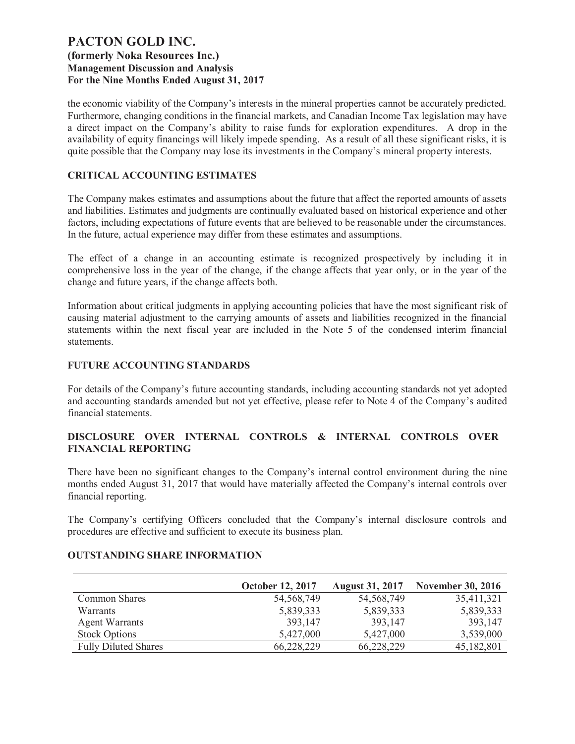the economic viability of the Company's interests in the mineral properties cannot be accurately predicted. Furthermore, changing conditions in the financial markets, and Canadian Income Tax legislation may have a direct impact on the Company's ability to raise funds for exploration expenditures. A drop in the availability of equity financings will likely impede spending. As a result of all these significant risks, it is quite possible that the Company may lose its investments in the Company's mineral property interests.

## CRITICAL ACCOUNTING ESTIMATES

The Company makes estimates and assumptions about the future that affect the reported amounts of assets and liabilities. Estimates and judgments are continually evaluated based on historical experience and other factors, including expectations of future events that are believed to be reasonable under the circumstances. In the future, actual experience may differ from these estimates and assumptions.

The effect of a change in an accounting estimate is recognized prospectively by including it in comprehensive loss in the year of the change, if the change affects that year only, or in the year of the change and future years, if the change affects both.

Information about critical judgments in applying accounting policies that have the most significant risk of causing material adjustment to the carrying amounts of assets and liabilities recognized in the financial statements within the next fiscal year are included in the Note 5 of the condensed interim financial statements.

## FUTURE ACCOUNTING STANDARDS

For details of the Company's future accounting standards, including accounting standards not yet adopted and accounting standards amended but not yet effective, please refer to Note 4 of the Company's audited financial statements.

## DISCLOSURE OVER INTERNAL CONTROLS & INTERNAL CONTROLS OVER FINANCIAL REPORTING

There have been no significant changes to the Company's internal control environment during the nine months ended August 31, 2017 that would have materially affected the Company's internal controls over financial reporting.

The Company's certifying Officers concluded that the Company's internal disclosure controls and procedures are effective and sufficient to execute its business plan.

## OUTSTANDING SHARE INFORMATION

| | October 12, 2017 | August 31, 2017 | November 30, 2016 |
|---|---|---|---|
| Common Shares | 54,568,749 | 54,568,749 | 35,411,321 |
| Warrants | 5,839,333 | 5,839,333 | 5,839,333 |
| Agent Warrants | 393,147 | 393,147 | 393,147 |
| Stock Options | 5,427,000 | 5,427,000 | 3,539,000 |
| Fully Diluted Shares | 66,228,229 | 66,228,229 | 45,182,801 |